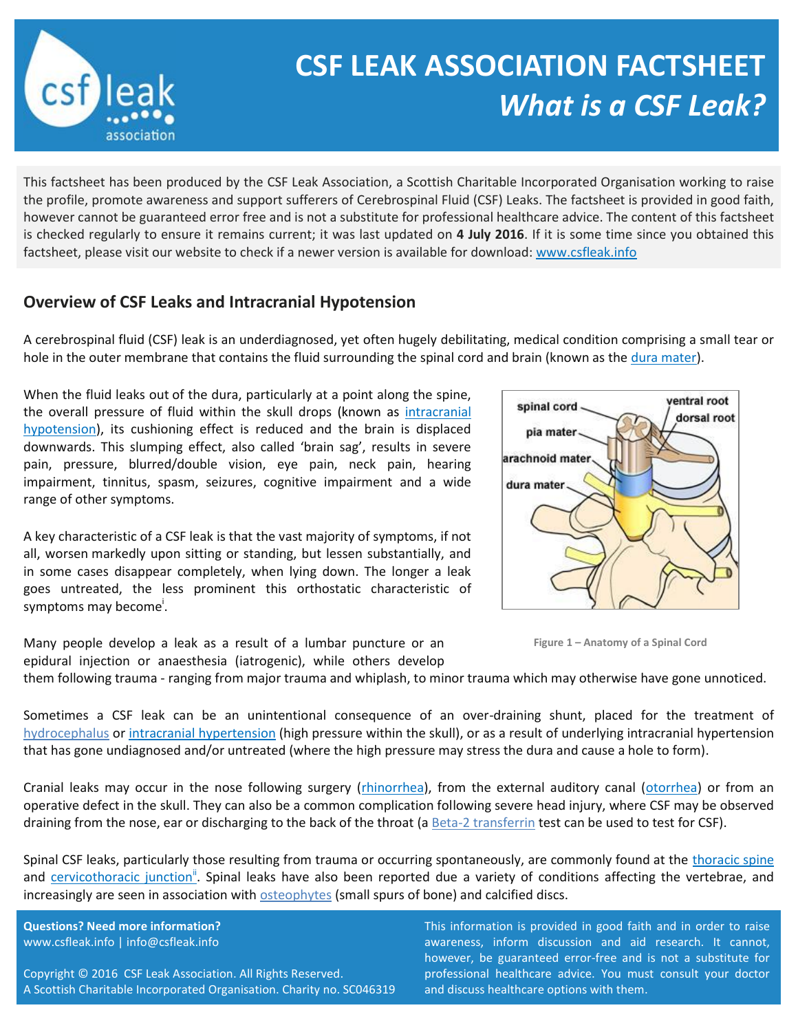# CSF LEAK ASSOCIATION FACTSHEET

## *What is a CSF Leak?*

This factsheet has been produced by the CSF Leak Association, a Scottish Charitable Incorporated Organisation working to raise the profile, promote awareness and support sufferers of Cerebrospinal Fluid (CSF) Leaks. The factsheet is provided in good faith, however cannot be guaranteed error free and is not a substitute for professional healthcare advice. The content of this factsheet is checked regularly to ensure it remains current; it was last updated on **4 July 2016**. If it is some time since you obtained this factsheet, please visit our website to check if a newer version is available for download: www.csfleak.info

## Overview of CSF Leaks and Intracranial Hypotension

A cerebrospinal fluid (CSF) leak is an underdiagnosed, yet often hugely debilitating, medical condition comprising a small tear or hole in the outer membrane that contains the fluid surrounding the spinal cord and brain (known as the dura mater).

When the fluid leaks out of the dura, particularly at a point along the spine, the overall pressure of fluid within the skull drops (known as intracranial hypotension), its cushioning effect is reduced and the brain is displaced downwards. This slumping effect, also called 'brain sag', results in severe pain, pressure, blurred/double vision, eye pain, neck pain, hearing impairment, tinnitus, spasm, seizures, cognitive impairment and a wide range of other symptoms.

A key characteristic of a CSF leak is that the vast majority of symptoms, if not all, worsen markedly upon sitting or standing, but lessen substantially, and in some cases disappear completely, when lying down. The longer a leak goes untreated, the less prominent this orthostatic characteristic of symptoms may become[i].

Figure 1 – Anatomy of a Spinal Cord

Many people develop a leak as a result of a lumbar puncture or an epidural injection or anaesthesia (iatrogenic), while others develop them following trauma - ranging from major trauma and whiplash, to minor trauma which may otherwise have gone unnoticed.

Sometimes a CSF leak can be an unintentional consequence of an over-draining shunt, placed for the treatment of hydrocephalus or intracranial hypertension (high pressure within the skull), or as a result of underlying intracranial hypertension that has gone undiagnosed and/or untreated (where the high pressure may stress the dura and cause a hole to form).

Cranial leaks may occur in the nose following surgery (rhinorrhea), from the external auditory canal (otorrhea) or from an operative defect in the skull. They can also be a common complication following severe head injury, where CSF may be observed draining from the nose, ear or discharging to the back of the throat (a Beta-2 transferrin test can be used to test for CSF).

Spinal CSF leaks, particularly those resulting from trauma or occurring spontaneously, are commonly found at the thoracic spine and cervicothoracic junction[ii]. Spinal leaks have also been reported due a variety of conditions affecting the vertebrae, and increasingly are seen in association with osteophytes (small spurs of bone) and calcified discs.

**Questions? Need more information?**
www.csfleak.info | info@csfleak.info

Copyright © 2016 CSF Leak Association. All Rights Reserved.
A Scottish Charitable Incorporated Organisation. Charity no. SC046319

This information is provided in good faith and in order to raise awareness, inform discussion and aid research. It cannot, however, be guaranteed error-free and is not a substitute for professional healthcare advice. You must consult your doctor and discuss healthcare options with them.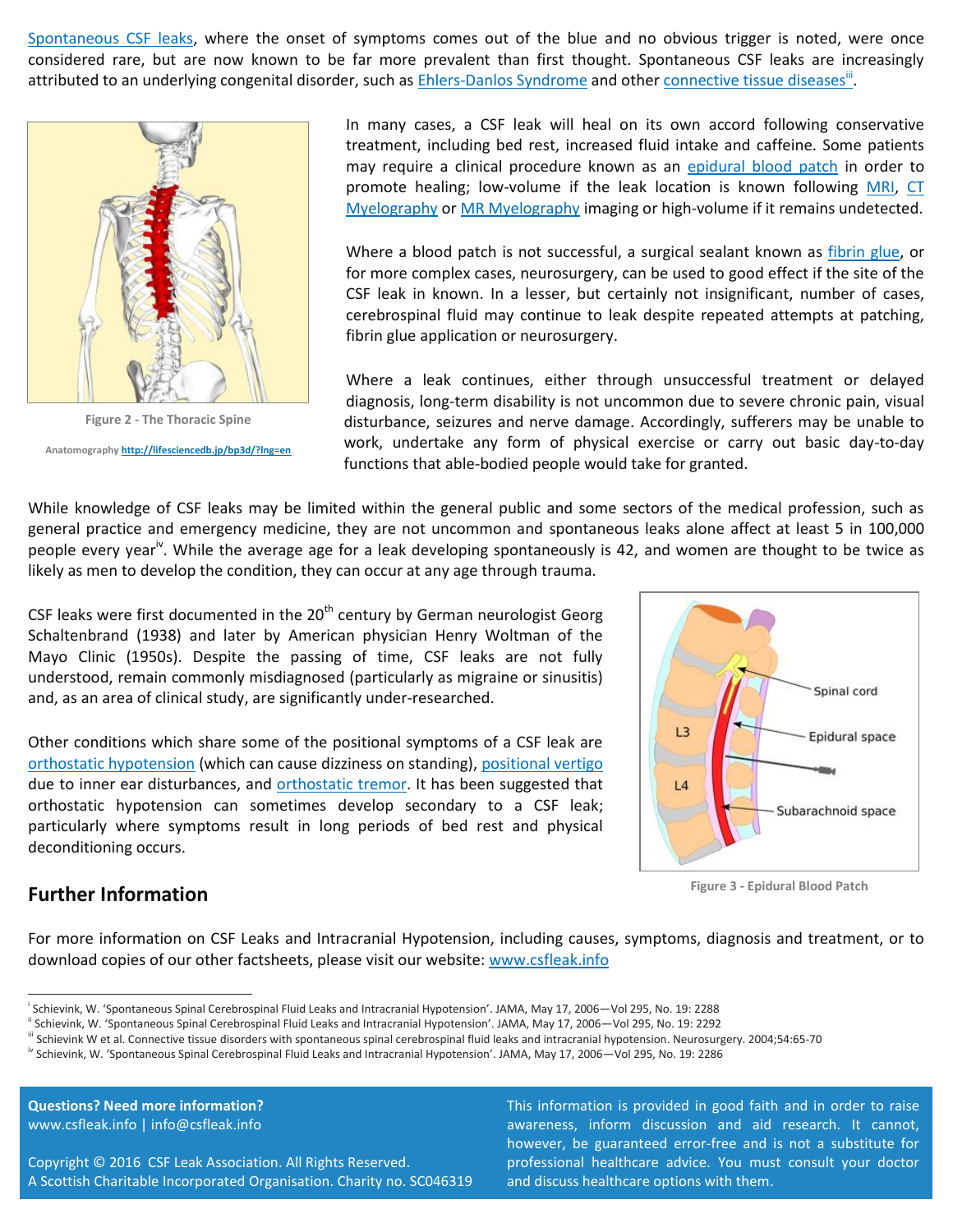Spontaneous CSF leaks, where the onset of symptoms comes out of the blue and no obvious trigger is noted, were once considered rare, but are now known to be far more prevalent than first thought. Spontaneous CSF leaks are increasingly attributed to an underlying congenital disorder, such as Ehlers-Danlos Syndrome and other connective tissue diseases[iii].

Figure 2 - The Thoracic Spine

Anatomography http://lifesciencedb.jp/bp3d/?lng=en

In many cases, a CSF leak will heal on its own accord following conservative treatment, including bed rest, increased fluid intake and caffeine. Some patients may require a clinical procedure known as an epidural blood patch in order to promote healing; low-volume if the leak location is known following MRI, CT Myelography or MR Myelography imaging or high-volume if it remains undetected.

Where a blood patch is not successful, a surgical sealant known as fibrin glue, or for more complex cases, neurosurgery, can be used to good effect if the site of the CSF leak in known. In a lesser, but certainly not insignificant, number of cases, cerebrospinal fluid may continue to leak despite repeated attempts at patching, fibrin glue application or neurosurgery.

Where a leak continues, either through unsuccessful treatment or delayed diagnosis, long-term disability is not uncommon due to severe chronic pain, visual disturbance, seizures and nerve damage. Accordingly, sufferers may be unable to work, undertake any form of physical exercise or carry out basic day-to-day functions that able-bodied people would take for granted.

While knowledge of CSF leaks may be limited within the general public and some sectors of the medical profession, such as general practice and emergency medicine, they are not uncommon and spontaneous leaks alone affect at least 5 in 100,000 people every year[iv]. While the average age for a leak developing spontaneously is 42, and women are thought to be twice as likely as men to develop the condition, they can occur at any age through trauma.

CSF leaks were first documented in the 20th century by German neurologist Georg Schaltenbrand (1938) and later by American physician Henry Woltman of the Mayo Clinic (1950s). Despite the passing of time, CSF leaks are not fully understood, remain commonly misdiagnosed (particularly as migraine or sinusitis) and, as an area of clinical study, are significantly under-researched.

Other conditions which share some of the positional symptoms of a CSF leak are orthostatic hypotension (which can cause dizziness on standing), positional vertigo due to inner ear disturbances, and orthostatic tremor. It has been suggested that orthostatic hypotension can sometimes develop secondary to a CSF leak; particularly where symptoms result in long periods of bed rest and physical deconditioning occurs.

Spinal cord

Epidural space

L3

L4

Subarachnoid space

Figure 3 - Epidural Blood Patch

## Further Information

For more information on CSF Leaks and Intracranial Hypotension, including causes, symptoms, diagnosis and treatment, or to download copies of our other factsheets, please visit our website: www.csfleak.info

---

[i] Schievink, W. 'Spontaneous Spinal Cerebrospinal Fluid Leaks and Intracranial Hypotension'. JAMA, May 17, 2006—Vol 295, No. 19: 2288

[ii] Schievink, W. 'Spontaneous Spinal Cerebrospinal Fluid Leaks and Intracranial Hypotension'. JAMA, May 17, 2006—Vol 295, No. 19: 2292

[iii] Schievink W et al. Connective tissue disorders with spontaneous spinal cerebrospinal fluid leaks and intracranial hypotension. Neurosurgery. 2004;54:65-70

[iv] Schievink, W. 'Spontaneous Spinal Cerebrospinal Fluid Leaks and Intracranial Hypotension'. JAMA, May 17, 2006—Vol 295, No. 19: 2286

**Questions? Need more information?**
www.csfleak.info | info@csfleak.info

Copyright © 2016 CSF Leak Association. All Rights Reserved.
A Scottish Charitable Incorporated Organisation. Charity no. SC046319

This information is provided in good faith and in order to raise awareness, inform discussion and aid research. It cannot, however, be guaranteed error-free and is not a substitute for professional healthcare advice. You must consult your doctor and discuss healthcare options with them.